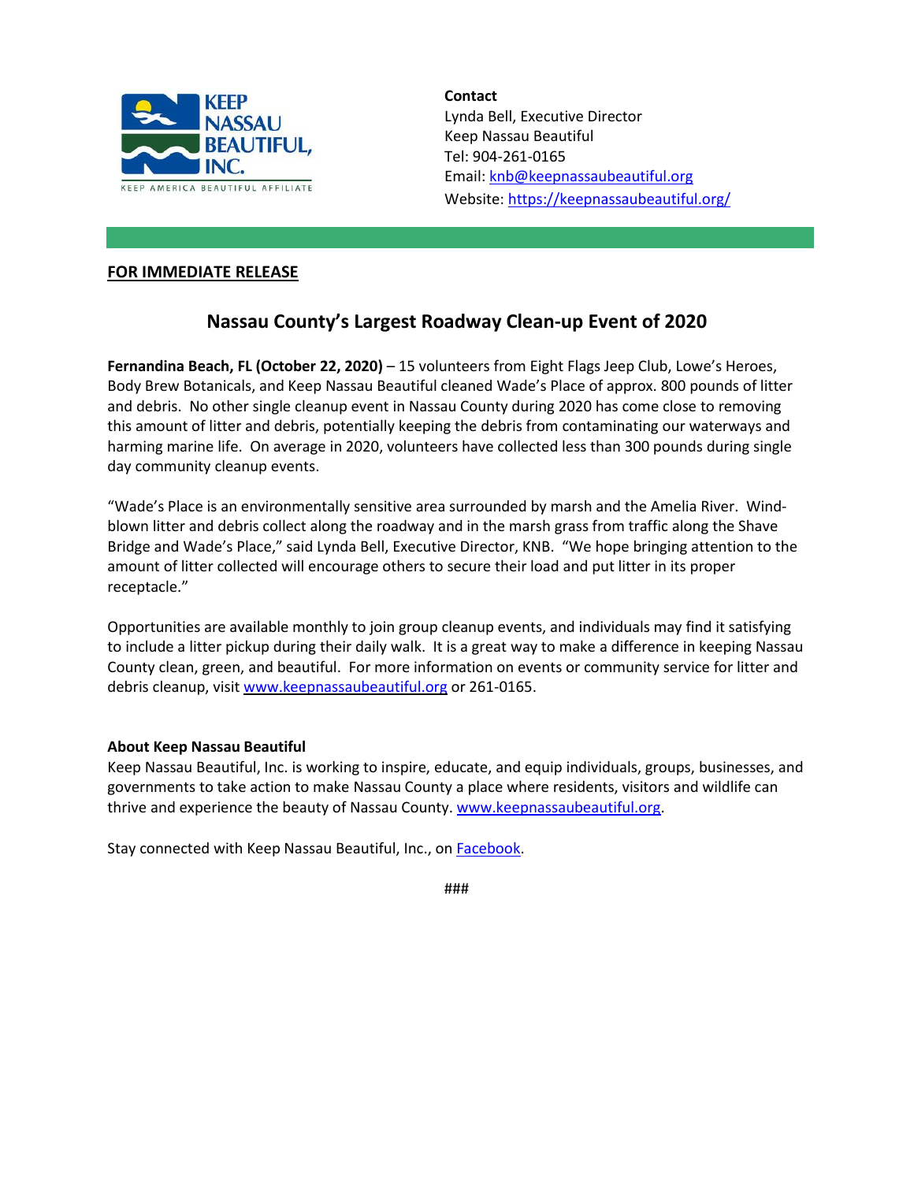KEEP NASSAU BEAUTIFUL, INC.
KEEP AMERICA BEAUTIFUL AFFILIATE

**Contact**
Lynda Bell, Executive Director
Keep Nassau Beautiful
Tel: 904-261-0165
Email: [knb@keepnassaubeautiful.org](mailto:knb@keepnassaubeautiful.org)
Website: [https://keepnassaubeautiful.org/](https://keepnassaubeautiful.org/)

**FOR IMMEDIATE RELEASE**

## Nassau County's Largest Roadway Clean-up Event of 2020

**Fernandina Beach, FL (October 22, 2020)** – 15 volunteers from Eight Flags Jeep Club, Lowe's Heroes, Body Brew Botanicals, and Keep Nassau Beautiful cleaned Wade's Place of approx. 800 pounds of litter and debris. No other single cleanup event in Nassau County during 2020 has come close to removing this amount of litter and debris, potentially keeping the debris from contaminating our waterways and harming marine life. On average in 2020, volunteers have collected less than 300 pounds during single day community cleanup events.

"Wade's Place is an environmentally sensitive area surrounded by marsh and the Amelia River. Wind-blown litter and debris collect along the roadway and in the marsh grass from traffic along the Shave Bridge and Wade's Place," said Lynda Bell, Executive Director, KNB. "We hope bringing attention to the amount of litter collected will encourage others to secure their load and put litter in its proper receptacle."

Opportunities are available monthly to join group cleanup events, and individuals may find it satisfying to include a litter pickup during their daily walk. It is a great way to make a difference in keeping Nassau County clean, green, and beautiful. For more information on events or community service for litter and debris cleanup, visit [www.keepnassaubeautiful.org](http://www.keepnassaubeautiful.org) or 261-0165.

**About Keep Nassau Beautiful**
Keep Nassau Beautiful, Inc. is working to inspire, educate, and equip individuals, groups, businesses, and governments to take action to make Nassau County a place where residents, visitors and wildlife can thrive and experience the beauty of Nassau County. [www.keepnassaubeautiful.org](http://www.keepnassaubeautiful.org).

Stay connected with Keep Nassau Beautiful, Inc., on Facebook.

###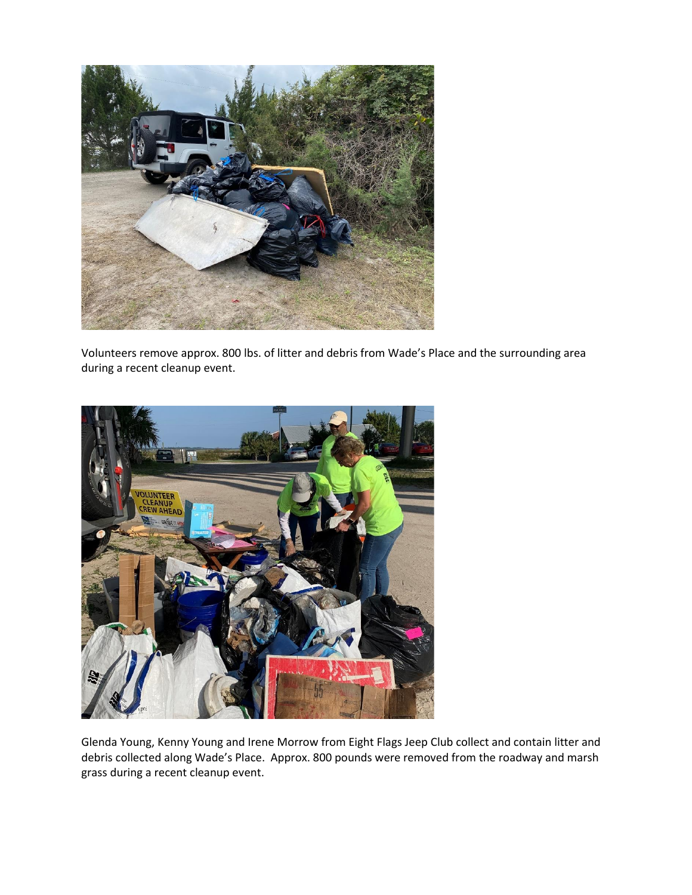Volunteers remove approx. 800 lbs. of litter and debris from Wade's Place and the surrounding area during a recent cleanup event.

Glenda Young, Kenny Young and Irene Morrow from Eight Flags Jeep Club collect and contain litter and debris collected along Wade's Place. Approx. 800 pounds were removed from the roadway and marsh grass during a recent cleanup event.